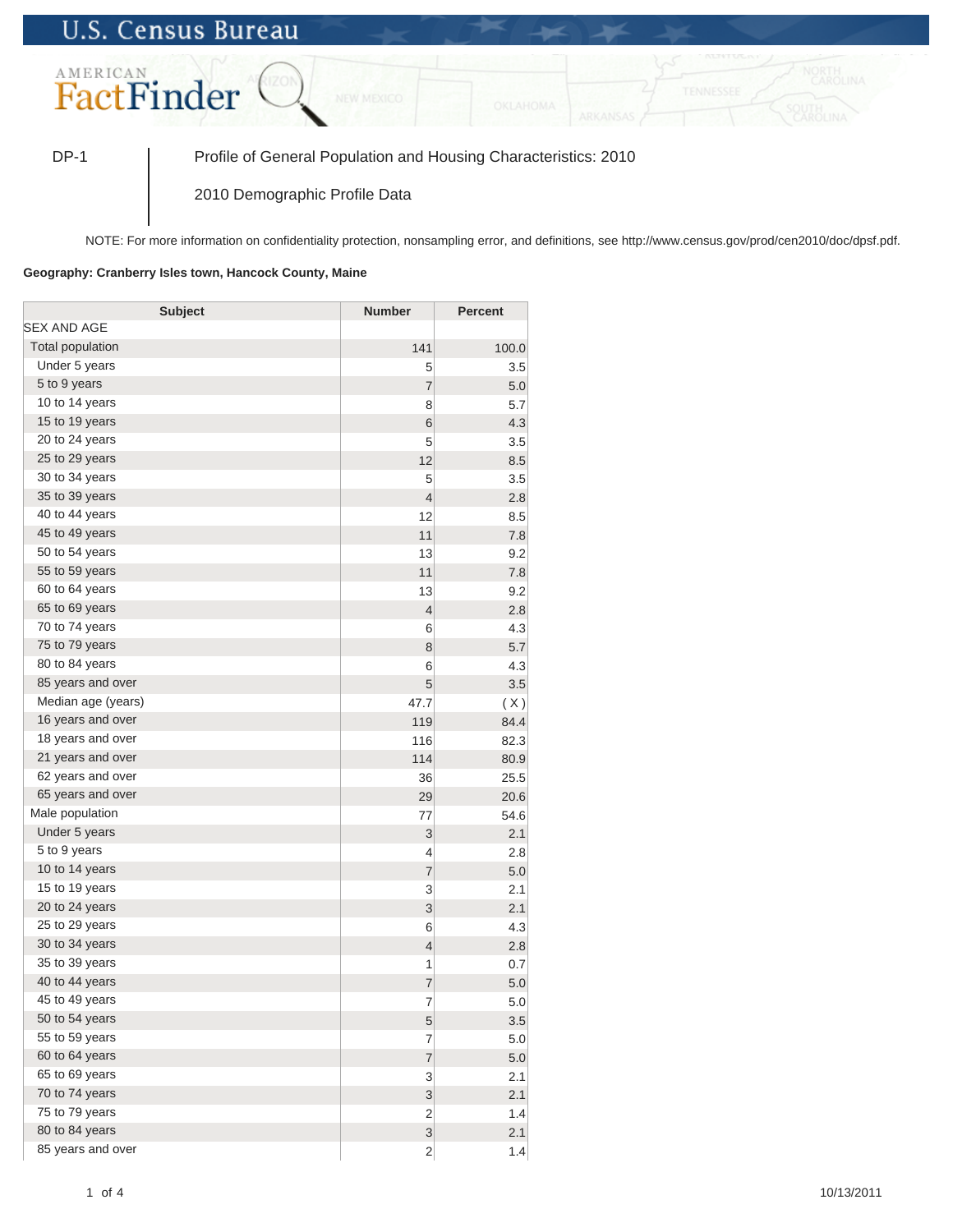U.S. Census Bureau

AMERICAN FactFinder

DP-1 | Profile of General Population and Housing Characteristics: 2010

2010 Demographic Profile Data

NOTE: For more information on confidentiality protection, nonsampling error, and definitions, see http://www.census.gov/prod/cen2010/doc/dpsf.pdf.

**Geography: Cranberry Isles town, Hancock County, Maine**

| Subject | Number | Percent |
|---|---|---|
| SEX AND AGE | | |
| Total population | 141 | 100.0 |
| Under 5 years | 5 | 3.5 |
| 5 to 9 years | 7 | 5.0 |
| 10 to 14 years | 8 | 5.7 |
| 15 to 19 years | 6 | 4.3 |
| 20 to 24 years | 5 | 3.5 |
| 25 to 29 years | 12 | 8.5 |
| 30 to 34 years | 5 | 3.5 |
| 35 to 39 years | 4 | 2.8 |
| 40 to 44 years | 12 | 8.5 |
| 45 to 49 years | 11 | 7.8 |
| 50 to 54 years | 13 | 9.2 |
| 55 to 59 years | 11 | 7.8 |
| 60 to 64 years | 13 | 9.2 |
| 65 to 69 years | 4 | 2.8 |
| 70 to 74 years | 6 | 4.3 |
| 75 to 79 years | 8 | 5.7 |
| 80 to 84 years | 6 | 4.3 |
| 85 years and over | 5 | 3.5 |
| Median age (years) | 47.7 | ( X ) |
| 16 years and over | 119 | 84.4 |
| 18 years and over | 116 | 82.3 |
| 21 years and over | 114 | 80.9 |
| 62 years and over | 36 | 25.5 |
| 65 years and over | 29 | 20.6 |
| Male population | 77 | 54.6 |
| Under 5 years | 3 | 2.1 |
| 5 to 9 years | 4 | 2.8 |
| 10 to 14 years | 7 | 5.0 |
| 15 to 19 years | 3 | 2.1 |
| 20 to 24 years | 3 | 2.1 |
| 25 to 29 years | 6 | 4.3 |
| 30 to 34 years | 4 | 2.8 |
| 35 to 39 years | 1 | 0.7 |
| 40 to 44 years | 7 | 5.0 |
| 45 to 49 years | 7 | 5.0 |
| 50 to 54 years | 5 | 3.5 |
| 55 to 59 years | 7 | 5.0 |
| 60 to 64 years | 7 | 5.0 |
| 65 to 69 years | 3 | 2.1 |
| 70 to 74 years | 3 | 2.1 |
| 75 to 79 years | 2 | 1.4 |
| 80 to 84 years | 3 | 2.1 |
| 85 years and over | 2 | 1.4 |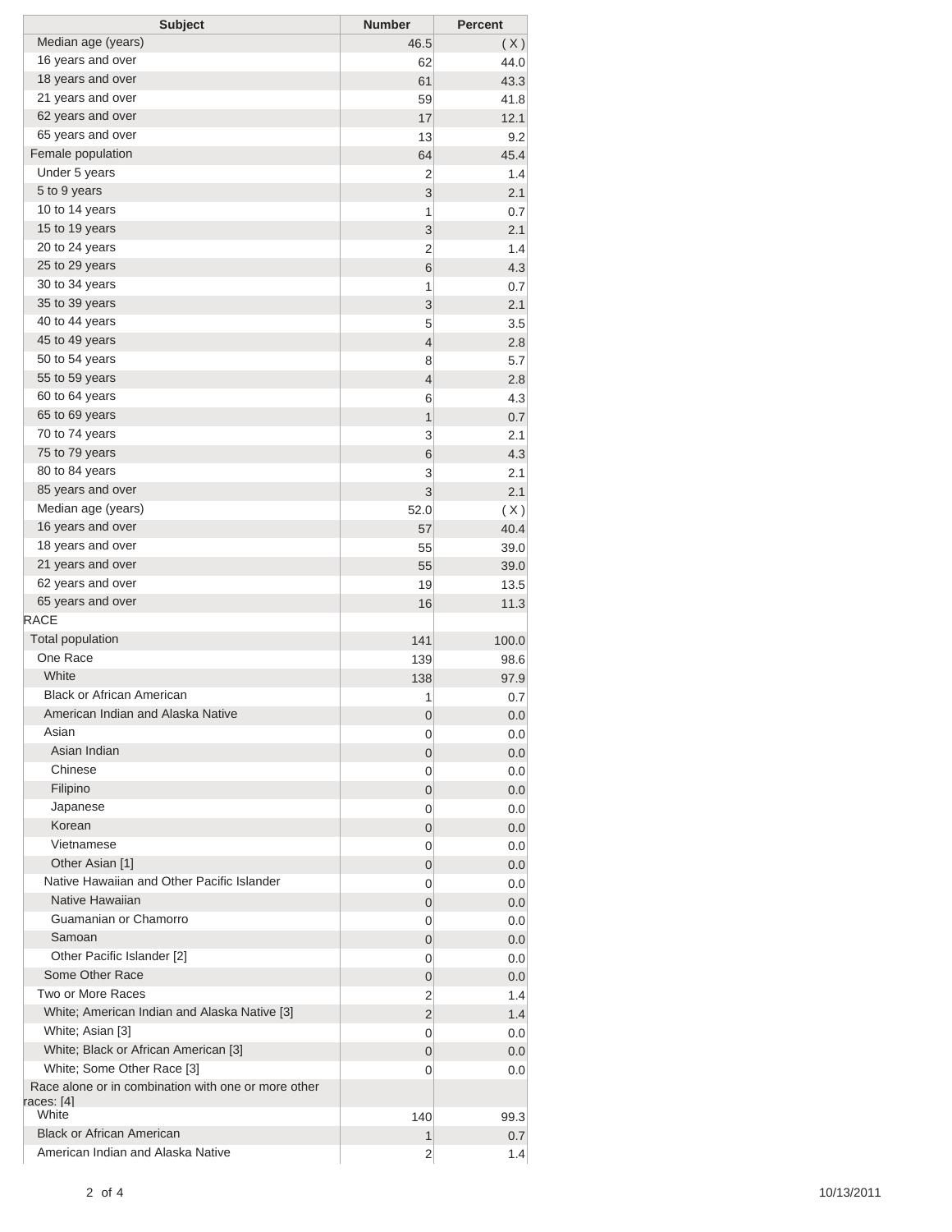| Subject | Number | Percent |
|---|---|---|
| Median age (years) | 46.5 | ( X ) |
| 16 years and over | 62 | 44.0 |
| 18 years and over | 61 | 43.3 |
| 21 years and over | 59 | 41.8 |
| 62 years and over | 17 | 12.1 |
| 65 years and over | 13 | 9.2 |
| Female population | 64 | 45.4 |
| Under 5 years | 2 | 1.4 |
| 5 to 9 years | 3 | 2.1 |
| 10 to 14 years | 1 | 0.7 |
| 15 to 19 years | 3 | 2.1 |
| 20 to 24 years | 2 | 1.4 |
| 25 to 29 years | 6 | 4.3 |
| 30 to 34 years | 1 | 0.7 |
| 35 to 39 years | 3 | 2.1 |
| 40 to 44 years | 5 | 3.5 |
| 45 to 49 years | 4 | 2.8 |
| 50 to 54 years | 8 | 5.7 |
| 55 to 59 years | 4 | 2.8 |
| 60 to 64 years | 6 | 4.3 |
| 65 to 69 years | 1 | 0.7 |
| 70 to 74 years | 3 | 2.1 |
| 75 to 79 years | 6 | 4.3 |
| 80 to 84 years | 3 | 2.1 |
| 85 years and over | 3 | 2.1 |
| Median age (years) | 52.0 | ( X ) |
| 16 years and over | 57 | 40.4 |
| 18 years and over | 55 | 39.0 |
| 21 years and over | 55 | 39.0 |
| 62 years and over | 19 | 13.5 |
| 65 years and over | 16 | 11.3 |
| RACE | | |
| Total population | 141 | 100.0 |
| One Race | 139 | 98.6 |
| White | 138 | 97.9 |
| Black or African American | 1 | 0.7 |
| American Indian and Alaska Native | 0 | 0.0 |
| Asian | 0 | 0.0 |
| Asian Indian | 0 | 0.0 |
| Chinese | 0 | 0.0 |
| Filipino | 0 | 0.0 |
| Japanese | 0 | 0.0 |
| Korean | 0 | 0.0 |
| Vietnamese | 0 | 0.0 |
| Other Asian [1] | 0 | 0.0 |
| Native Hawaiian and Other Pacific Islander | 0 | 0.0 |
| Native Hawaiian | 0 | 0.0 |
| Guamanian or Chamorro | 0 | 0.0 |
| Samoan | 0 | 0.0 |
| Other Pacific Islander [2] | 0 | 0.0 |
| Some Other Race | 0 | 0.0 |
| Two or More Races | 2 | 1.4 |
| White; American Indian and Alaska Native [3] | 2 | 1.4 |
| White; Asian [3] | 0 | 0.0 |
| White; Black or African American [3] | 0 | 0.0 |
| White; Some Other Race [3] | 0 | 0.0 |
| Race alone or in combination with one or more other races: [4] | | |
| White | 140 | 99.3 |
| Black or African American | 1 | 0.7 |
| American Indian and Alaska Native | 2 | 1.4 |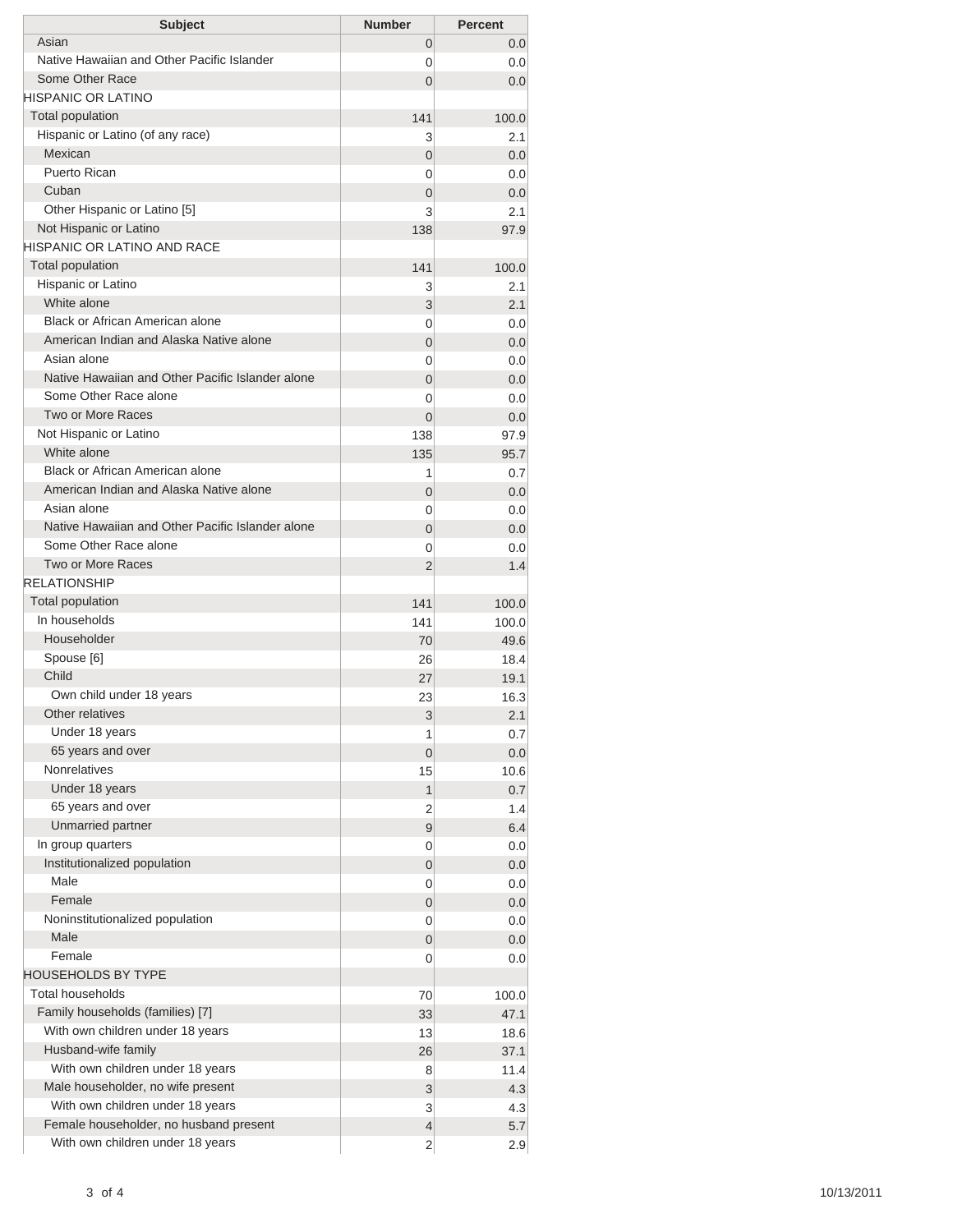| Subject | Number | Percent |
|---|---|---|
| Asian | 0 | 0.0 |
| Native Hawaiian and Other Pacific Islander | 0 | 0.0 |
| Some Other Race | 0 | 0.0 |
| HISPANIC OR LATINO | | |
| Total population | 141 | 100.0 |
| Hispanic or Latino (of any race) | 3 | 2.1 |
| Mexican | 0 | 0.0 |
| Puerto Rican | 0 | 0.0 |
| Cuban | 0 | 0.0 |
| Other Hispanic or Latino [5] | 3 | 2.1 |
| Not Hispanic or Latino | 138 | 97.9 |
| HISPANIC OR LATINO AND RACE | | |
| Total population | 141 | 100.0 |
| Hispanic or Latino | 3 | 2.1 |
| White alone | 3 | 2.1 |
| Black or African American alone | 0 | 0.0 |
| American Indian and Alaska Native alone | 0 | 0.0 |
| Asian alone | 0 | 0.0 |
| Native Hawaiian and Other Pacific Islander alone | 0 | 0.0 |
| Some Other Race alone | 0 | 0.0 |
| Two or More Races | 0 | 0.0 |
| Not Hispanic or Latino | 138 | 97.9 |
| White alone | 135 | 95.7 |
| Black or African American alone | 1 | 0.7 |
| American Indian and Alaska Native alone | 0 | 0.0 |
| Asian alone | 0 | 0.0 |
| Native Hawaiian and Other Pacific Islander alone | 0 | 0.0 |
| Some Other Race alone | 0 | 0.0 |
| Two or More Races | 2 | 1.4 |
| RELATIONSHIP | | |
| Total population | 141 | 100.0 |
| In households | 141 | 100.0 |
| Householder | 70 | 49.6 |
| Spouse [6] | 26 | 18.4 |
| Child | 27 | 19.1 |
| Own child under 18 years | 23 | 16.3 |
| Other relatives | 3 | 2.1 |
| Under 18 years | 1 | 0.7 |
| 65 years and over | 0 | 0.0 |
| Nonrelatives | 15 | 10.6 |
| Under 18 years | 1 | 0.7 |
| 65 years and over | 2 | 1.4 |
| Unmarried partner | 9 | 6.4 |
| In group quarters | 0 | 0.0 |
| Institutionalized population | 0 | 0.0 |
| Male | 0 | 0.0 |
| Female | 0 | 0.0 |
| Noninstitutionalized population | 0 | 0.0 |
| Male | 0 | 0.0 |
| Female | 0 | 0.0 |
| HOUSEHOLDS BY TYPE | | |
| Total households | 70 | 100.0 |
| Family households (families) [7] | 33 | 47.1 |
| With own children under 18 years | 13 | 18.6 |
| Husband-wife family | 26 | 37.1 |
| With own children under 18 years | 8 | 11.4 |
| Male householder, no wife present | 3 | 4.3 |
| With own children under 18 years | 3 | 4.3 |
| Female householder, no husband present | 4 | 5.7 |
| With own children under 18 years | 2 | 2.9 |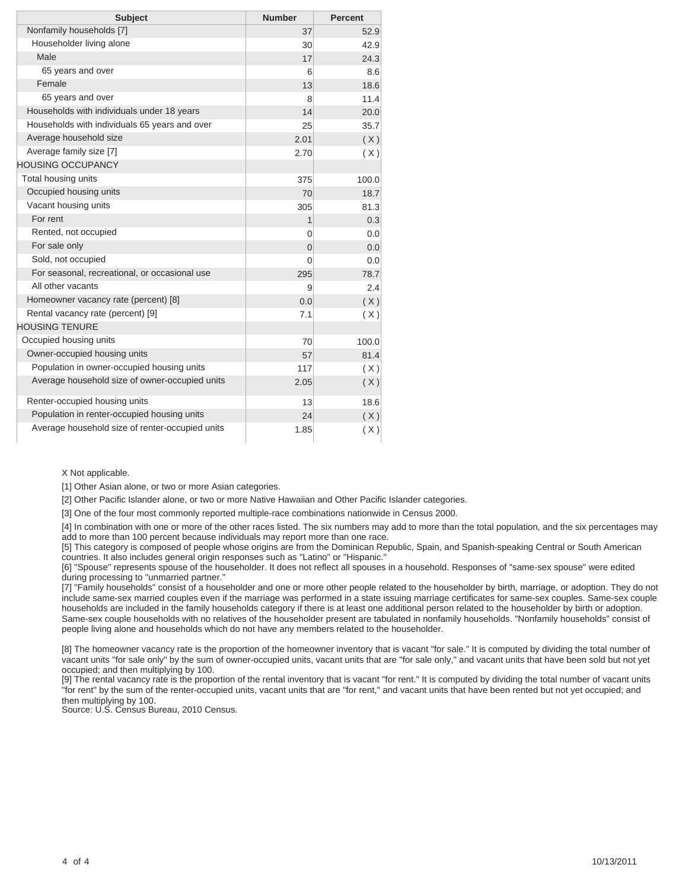| Subject | Number | Percent |
|---|---|---|
| Nonfamily households [7] | 37 | 52.9 |
| Householder living alone | 30 | 42.9 |
| Male | 17 | 24.3 |
| 65 years and over | 6 | 8.6 |
| Female | 13 | 18.6 |
| 65 years and over | 8 | 11.4 |
| Households with individuals under 18 years | 14 | 20.0 |
| Households with individuals 65 years and over | 25 | 35.7 |
| Average household size | 2.01 | ( X ) |
| Average family size [7] | 2.70 | ( X ) |
| HOUSING OCCUPANCY | | |
| Total housing units | 375 | 100.0 |
| Occupied housing units | 70 | 18.7 |
| Vacant housing units | 305 | 81.3 |
| For rent | 1 | 0.3 |
| Rented, not occupied | 0 | 0.0 |
| For sale only | 0 | 0.0 |
| Sold, not occupied | 0 | 0.0 |
| For seasonal, recreational, or occasional use | 295 | 78.7 |
| All other vacants | 9 | 2.4 |
| Homeowner vacancy rate (percent) [8] | 0.0 | ( X ) |
| Rental vacancy rate (percent) [9] | 7.1 | ( X ) |
| HOUSING TENURE | | |
| Occupied housing units | 70 | 100.0 |
| Owner-occupied housing units | 57 | 81.4 |
| Population in owner-occupied housing units | 117 | ( X ) |
| Average household size of owner-occupied units | 2.05 | ( X ) |
| Renter-occupied housing units | 13 | 18.6 |
| Population in renter-occupied housing units | 24 | ( X ) |
| Average household size of renter-occupied units | 1.85 | ( X ) |

X Not applicable.

[1] Other Asian alone, or two or more Asian categories.

[2] Other Pacific Islander alone, or two or more Native Hawaiian and Other Pacific Islander categories.

[3] One of the four most commonly reported multiple-race combinations nationwide in Census 2000.

[4] In combination with one or more of the other races listed. The six numbers may add to more than the total population, and the six percentages may add to more than 100 percent because individuals may report more than one race.

[5] This category is composed of people whose origins are from the Dominican Republic, Spain, and Spanish-speaking Central or South American countries. It also includes general origin responses such as "Latino" or "Hispanic."

[6] "Spouse" represents spouse of the householder. It does not reflect all spouses in a household. Responses of "same-sex spouse" were edited during processing to "unmarried partner."

[7] "Family households" consist of a householder and one or more other people related to the householder by birth, marriage, or adoption. They do not include same-sex married couples even if the marriage was performed in a state issuing marriage certificates for same-sex couples. Same-sex couple households are included in the family households category if there is at least one additional person related to the householder by birth or adoption. Same-sex couple households with no relatives of the householder present are tabulated in nonfamily households. "Nonfamily households" consist of people living alone and households which do not have any members related to the householder.

[8] The homeowner vacancy rate is the proportion of the homeowner inventory that is vacant "for sale." It is computed by dividing the total number of vacant units "for sale only" by the sum of owner-occupied units, vacant units that are "for sale only," and vacant units that have been sold but not yet occupied; and then multiplying by 100.

[9] The rental vacancy rate is the proportion of the rental inventory that is vacant "for rent." It is computed by dividing the total number of vacant units "for rent" by the sum of the renter-occupied units, vacant units that are "for rent," and vacant units that have been rented but not yet occupied; and then multiplying by 100.

Source: U.S. Census Bureau, 2010 Census.